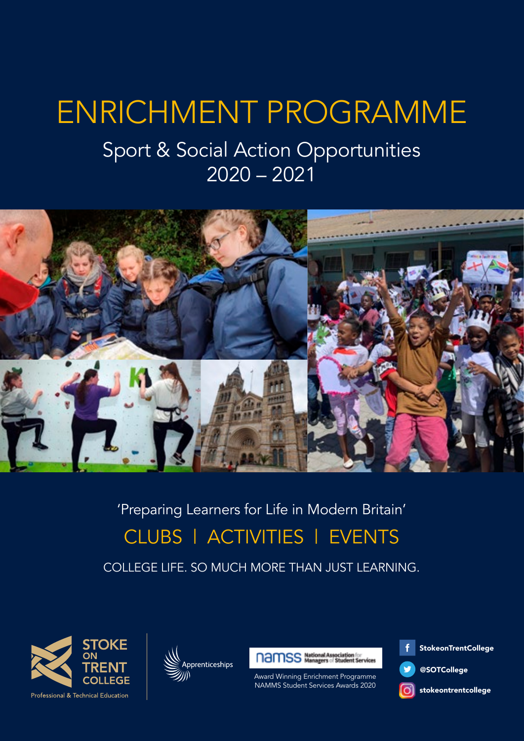# ENRICHMENT PROGRAMME

## Sport & Social Action Opportunities 2020 – 2021

'Preparing Learners for Life in Modern Britain'

## CLUBS | ACTIVITIES | EVENTS

COLLEGE LIFE. SO MUCH MORE THAN JUST LEARNING.

STOKE ON TRENT COLLEGE

Professional & Technical Education

Apprenticeships

namss National Association for Managers of Student Services

Award Winning Enrichment Programme
NAMMS Student Services Awards 2020

StokeonTrentCollege

@SOTCollege

stokeontrentcollege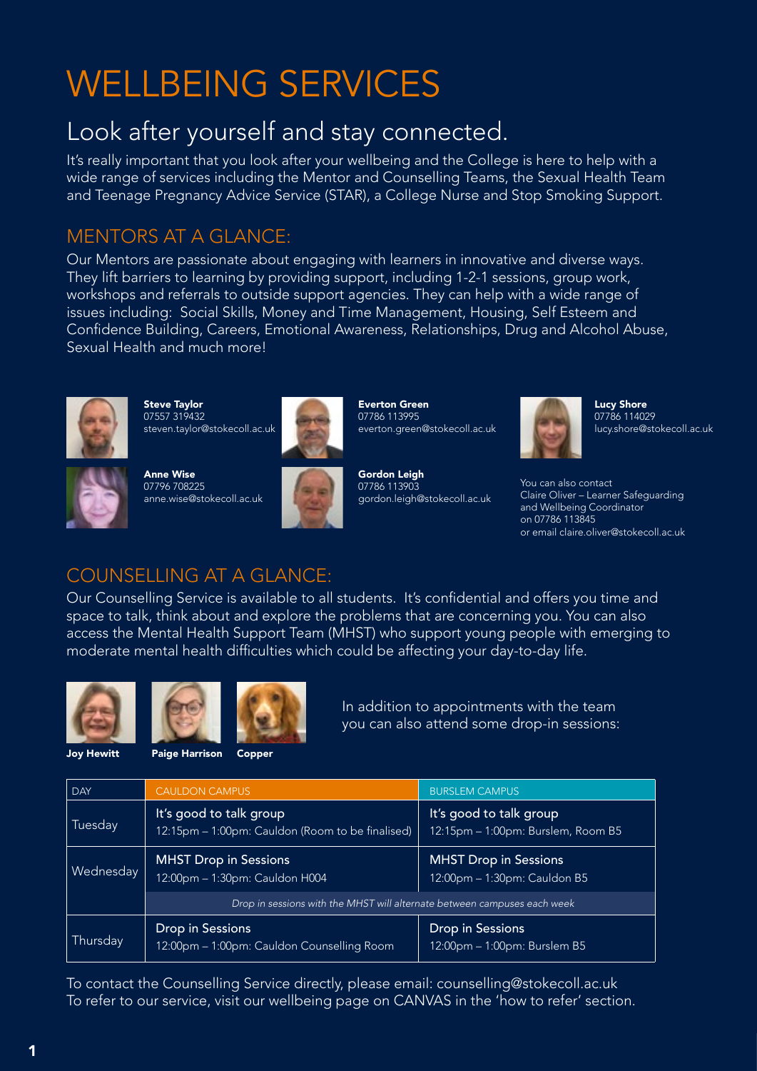# WELLBEING SERVICES

## Look after yourself and stay connected.

It's really important that you look after your wellbeing and the College is here to help with a wide range of services including the Mentor and Counselling Teams, the Sexual Health Team and Teenage Pregnancy Advice Service (STAR), a College Nurse and Stop Smoking Support.

## MENTORS AT A GLANCE:

Our Mentors are passionate about engaging with learners in innovative and diverse ways. They lift barriers to learning by providing support, including 1-2-1 sessions, group work, workshops and referrals to outside support agencies. They can help with a wide range of issues including: Social Skills, Money and Time Management, Housing, Self Esteem and Confidence Building, Careers, Emotional Awareness, Relationships, Drug and Alcohol Abuse, Sexual Health and much more!

**Steve Taylor**
07557 319432
steven.taylor@stokecoll.ac.uk

**Everton Green**
07786 113995
everton.green@stokecoll.ac.uk

**Lucy Shore**
07786 114029
lucy.shore@stokecoll.ac.uk

**Anne Wise**
07796 708225
anne.wise@stokecoll.ac.uk

**Gordon Leigh**
07786 113903
gordon.leigh@stokecoll.ac.uk

You can also contact Claire Oliver – Learner Safeguarding and Wellbeing Coordinator on 07786 113845 or email claire.oliver@stokecoll.ac.uk

## COUNSELLING AT A GLANCE:

Our Counselling Service is available to all students. It's confidential and offers you time and space to talk, think about and explore the problems that are concerning you. You can also access the Mental Health Support Team (MHST) who support young people with emerging to moderate mental health difficulties which could be affecting your day-to-day life.

**Joy Hewitt** **Paige Harrison** **Copper**

In addition to appointments with the team you can also attend some drop-in sessions:

| DAY | CAULDON CAMPUS | BURSLEM CAMPUS |
|---|---|---|
| Tuesday | It's good to talk group<br>12:15pm – 1:00pm: Cauldon (Room to be finalised) | It's good to talk group<br>12:15pm – 1:00pm: Burslem, Room B5 |
| Wednesday | MHST Drop in Sessions<br>12:00pm – 1:30pm: Cauldon H004 | MHST Drop in Sessions<br>12:00pm – 1:30pm: Cauldon B5 |
| | *Drop in sessions with the MHST will alternate between campuses each week* | |
| Thursday | Drop in Sessions<br>12:00pm – 1:00pm: Cauldon Counselling Room | Drop in Sessions<br>12:00pm – 1:00pm: Burslem B5 |

To contact the Counselling Service directly, please email: counselling@stokecoll.ac.uk
To refer to our service, visit our wellbeing page on CANVAS in the 'how to refer' section.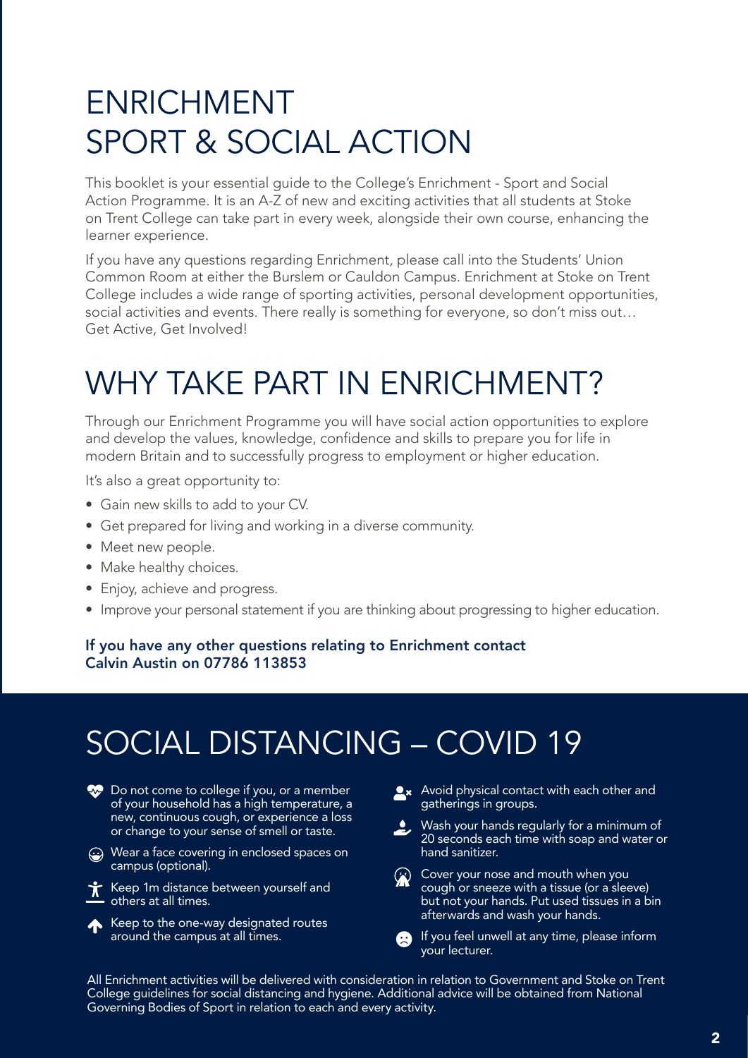# ENRICHMENT SPORT & SOCIAL ACTION

This booklet is your essential guide to the College's Enrichment - Sport and Social Action Programme. It is an A-Z of new and exciting activities that all students at Stoke on Trent College can take part in every week, alongside their own course, enhancing the learner experience.

If you have any questions regarding Enrichment, please call into the Students' Union Common Room at either the Burslem or Cauldon Campus. Enrichment at Stoke on Trent College includes a wide range of sporting activities, personal development opportunities, social activities and events. There really is something for everyone, so don't miss out… Get Active, Get Involved!

# WHY TAKE PART IN ENRICHMENT?

Through our Enrichment Programme you will have social action opportunities to explore and develop the values, knowledge, confidence and skills to prepare you for life in modern Britain and to successfully progress to employment or higher education.

It's also a great opportunity to:

- Gain new skills to add to your CV.
- Get prepared for living and working in a diverse community.
- Meet new people.
- Make healthy choices.
- Enjoy, achieve and progress.
- Improve your personal statement if you are thinking about progressing to higher education.

**If you have any other questions relating to Enrichment contact Calvin Austin on 07786 113853**

# SOCIAL DISTANCING – COVID 19

- Do not come to college if you, or a member of your household has a high temperature, a new, continuous cough, or experience a loss or change to your sense of smell or taste.
- Wear a face covering in enclosed spaces on campus (optional).
- Keep 1m distance between yourself and others at all times.
- Keep to the one-way designated routes around the campus at all times.
- Avoid physical contact with each other and gatherings in groups.
- Wash your hands regularly for a minimum of 20 seconds each time with soap and water or hand sanitizer.
- Cover your nose and mouth when you cough or sneeze with a tissue (or a sleeve) but not your hands. Put used tissues in a bin afterwards and wash your hands.
- If you feel unwell at any time, please inform your lecturer.

All Enrichment activities will be delivered with consideration in relation to Government and Stoke on Trent College guidelines for social distancing and hygiene. Additional advice will be obtained from National Governing Bodies of Sport in relation to each and every activity.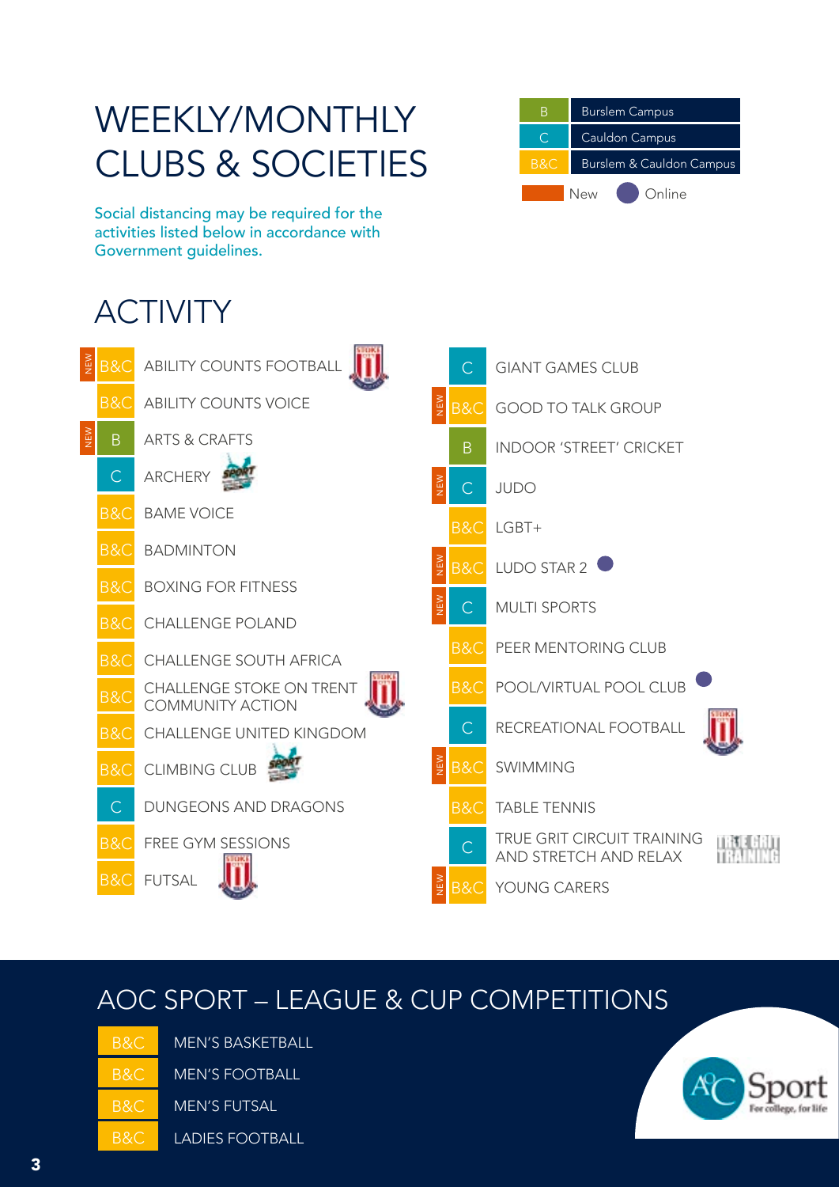# WEEKLY/MONTHLY CLUBS & SOCIETIES

| Key | |
|---|---|
| B | Burslem Campus |
| C | Cauldon Campus |
| B&C | Burslem & Cauldon Campus |

New ● Online

Social distancing may be required for the activities listed below in accordance with Government guidelines.

## ACTIVITY

| New | Campus | Activity |
|---|---|---|
| NEW | B&C | ABILITY COUNTS FOOTBALL |
| | B&C | ABILITY COUNTS VOICE |
| NEW | B | ARTS & CRAFTS |
| | C | ARCHERY |
| | B&C | BAME VOICE |
| | B&C | BADMINTON |
| | B&C | BOXING FOR FITNESS |
| | B&C | CHALLENGE POLAND |
| | B&C | CHALLENGE SOUTH AFRICA |
| | B&C | CHALLENGE STOKE ON TRENT COMMUNITY ACTION |
| | B&C | CHALLENGE UNITED KINGDOM |
| | B&C | CLIMBING CLUB |
| | C | DUNGEONS AND DRAGONS |
| | B&C | FREE GYM SESSIONS |
| | B&C | FUTSAL |
| | C | GIANT GAMES CLUB |
| NEW | B&C | GOOD TO TALK GROUP |
| | B | INDOOR 'STREET' CRICKET |
| NEW | C | JUDO |
| | B&C | LGBT+ |
| NEW | B&C | LUDO STAR 2 ● |
| NEW | C | MULTI SPORTS |
| | B&C | PEER MENTORING CLUB |
| | B&C | POOL/VIRTUAL POOL CLUB ● |
| | C | RECREATIONAL FOOTBALL |
| NEW | B&C | SWIMMING |
| | B&C | TABLE TENNIS |
| | C | TRUE GRIT CIRCUIT TRAINING AND STRETCH AND RELAX |
| NEW | B&C | YOUNG CARERS |

## AOC SPORT – LEAGUE & CUP COMPETITIONS

| Campus | Competition |
|---|---|
| B&C | MEN'S BASKETBALL |
| B&C | MEN'S FOOTBALL |
| B&C | MEN'S FUTSAL |
| B&C | LADIES FOOTBALL |

AoC Sport – For college, for life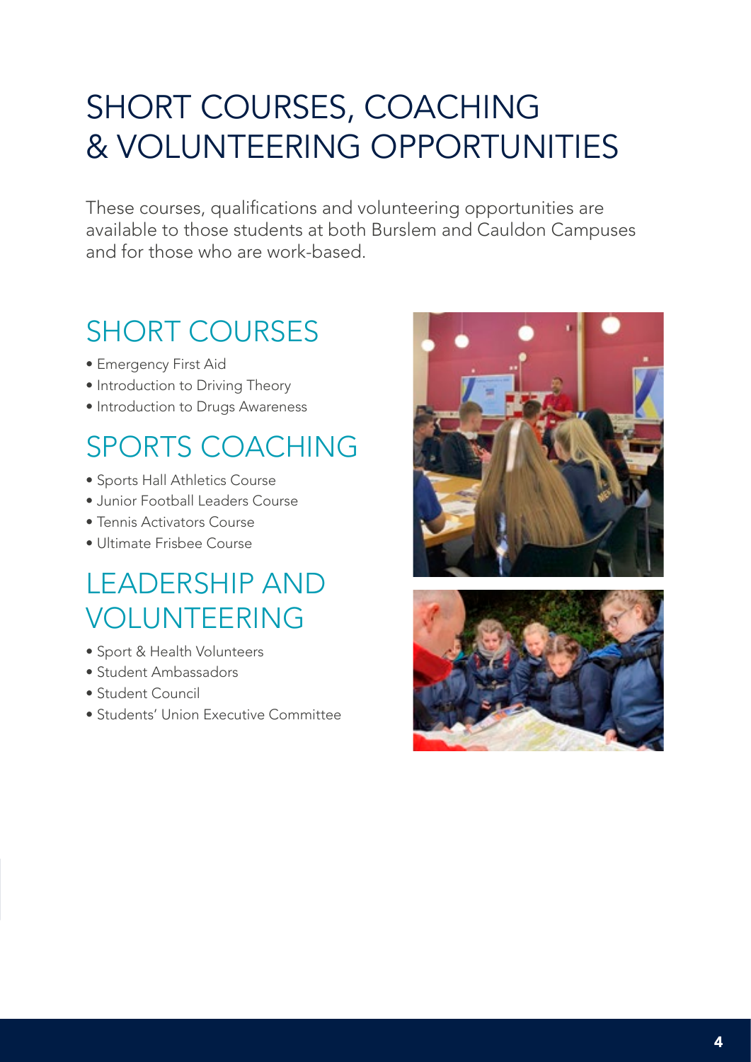# SHORT COURSES, COACHING & VOLUNTEERING OPPORTUNITIES

These courses, qualifications and volunteering opportunities are available to those students at both Burslem and Cauldon Campuses and for those who are work-based.

## SHORT COURSES

- Emergency First Aid
- Introduction to Driving Theory
- Introduction to Drugs Awareness

## SPORTS COACHING

- Sports Hall Athletics Course
- Junior Football Leaders Course
- Tennis Activators Course
- Ultimate Frisbee Course

## LEADERSHIP AND VOLUNTEERING

- Sport & Health Volunteers
- Student Ambassadors
- Student Council
- Students' Union Executive Committee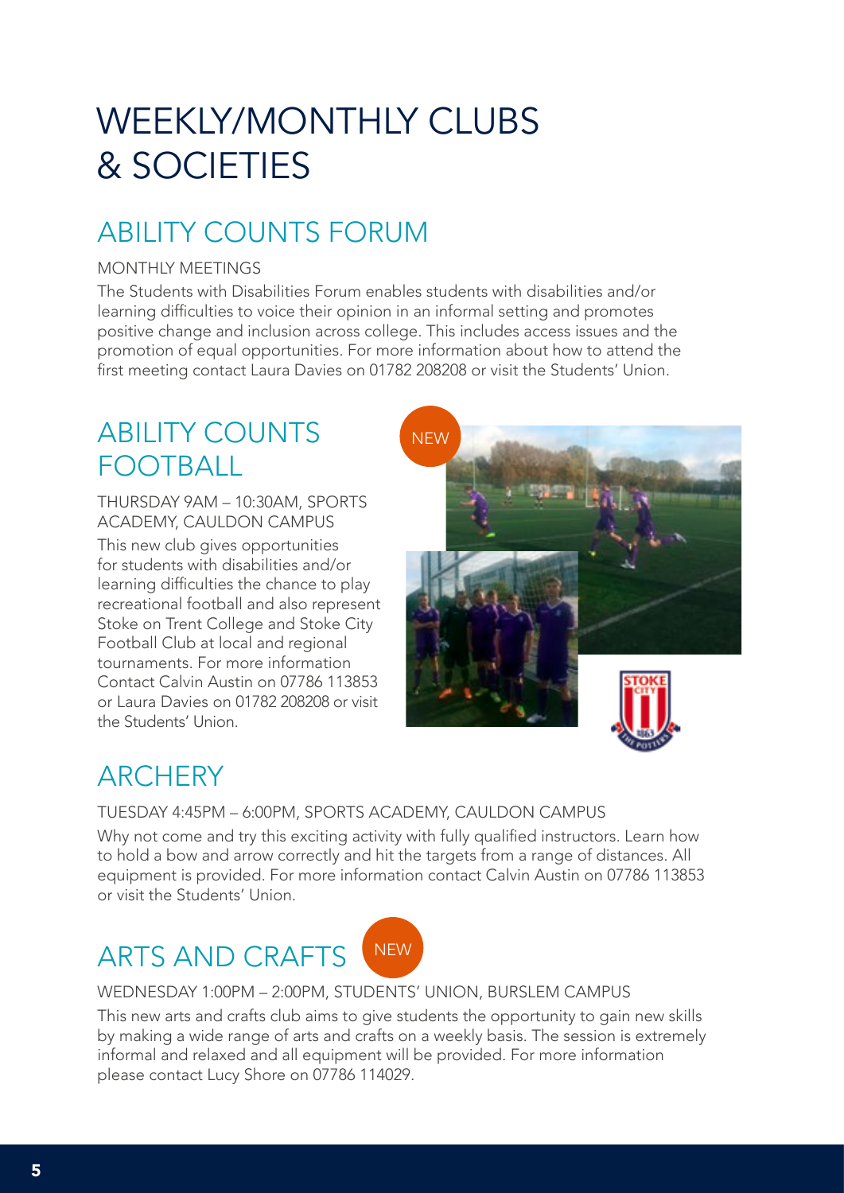# WEEKLY/MONTHLY CLUBS & SOCIETIES

## ABILITY COUNTS FORUM

MONTHLY MEETINGS

The Students with Disabilities Forum enables students with disabilities and/or learning difficulties to voice their opinion in an informal setting and promotes positive change and inclusion across college. This includes access issues and the promotion of equal opportunities. For more information about how to attend the first meeting contact Laura Davies on 01782 208208 or visit the Students' Union.

## ABILITY COUNTS FOOTBALL

NEW

THURSDAY 9AM – 10:30AM, SPORTS ACADEMY, CAULDON CAMPUS

This new club gives opportunities for students with disabilities and/or learning difficulties the chance to play recreational football and also represent Stoke on Trent College and Stoke City Football Club at local and regional tournaments. For more information Contact Calvin Austin on 07786 113853 or Laura Davies on 01782 208208 or visit the Students' Union.

## ARCHERY

TUESDAY 4:45PM – 6:00PM, SPORTS ACADEMY, CAULDON CAMPUS

Why not come and try this exciting activity with fully qualified instructors. Learn how to hold a bow and arrow correctly and hit the targets from a range of distances. All equipment is provided. For more information contact Calvin Austin on 07786 113853 or visit the Students' Union.

## ARTS AND CRAFTS

NEW

WEDNESDAY 1:00PM – 2:00PM, STUDENTS' UNION, BURSLEM CAMPUS

This new arts and crafts club aims to give students the opportunity to gain new skills by making a wide range of arts and crafts on a weekly basis. The session is extremely informal and relaxed and all equipment will be provided. For more information please contact Lucy Shore on 07786 114029.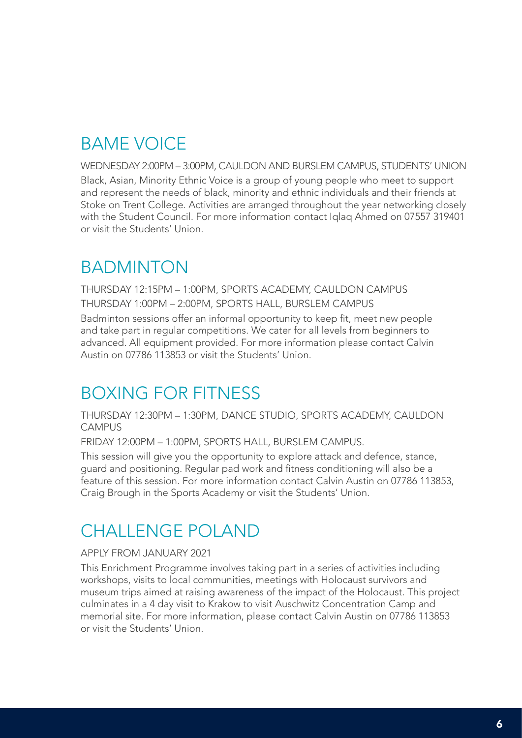## BAME VOICE

WEDNESDAY 2:00PM – 3:00PM, CAULDON AND BURSLEM CAMPUS, STUDENTS' UNION

Black, Asian, Minority Ethnic Voice is a group of young people who meet to support and represent the needs of black, minority and ethnic individuals and their friends at Stoke on Trent College. Activities are arranged throughout the year networking closely with the Student Council. For more information contact Iqlaq Ahmed on 07557 319401 or visit the Students' Union.

## BADMINTON

THURSDAY 12:15PM – 1:00PM, SPORTS ACADEMY, CAULDON CAMPUS

THURSDAY 1:00PM – 2:00PM, SPORTS HALL, BURSLEM CAMPUS

Badminton sessions offer an informal opportunity to keep fit, meet new people and take part in regular competitions. We cater for all levels from beginners to advanced. All equipment provided. For more information please contact Calvin Austin on 07786 113853 or visit the Students' Union.

## BOXING FOR FITNESS

THURSDAY 12:30PM – 1:30PM, DANCE STUDIO, SPORTS ACADEMY, CAULDON CAMPUS

FRIDAY 12:00PM – 1:00PM, SPORTS HALL, BURSLEM CAMPUS.

This session will give you the opportunity to explore attack and defence, stance, guard and positioning. Regular pad work and fitness conditioning will also be a feature of this session. For more information contact Calvin Austin on 07786 113853, Craig Brough in the Sports Academy or visit the Students' Union.

## CHALLENGE POLAND

APPLY FROM JANUARY 2021

This Enrichment Programme involves taking part in a series of activities including workshops, visits to local communities, meetings with Holocaust survivors and museum trips aimed at raising awareness of the impact of the Holocaust. This project culminates in a 4 day visit to Krakow to visit Auschwitz Concentration Camp and memorial site. For more information, please contact Calvin Austin on 07786 113853 or visit the Students' Union.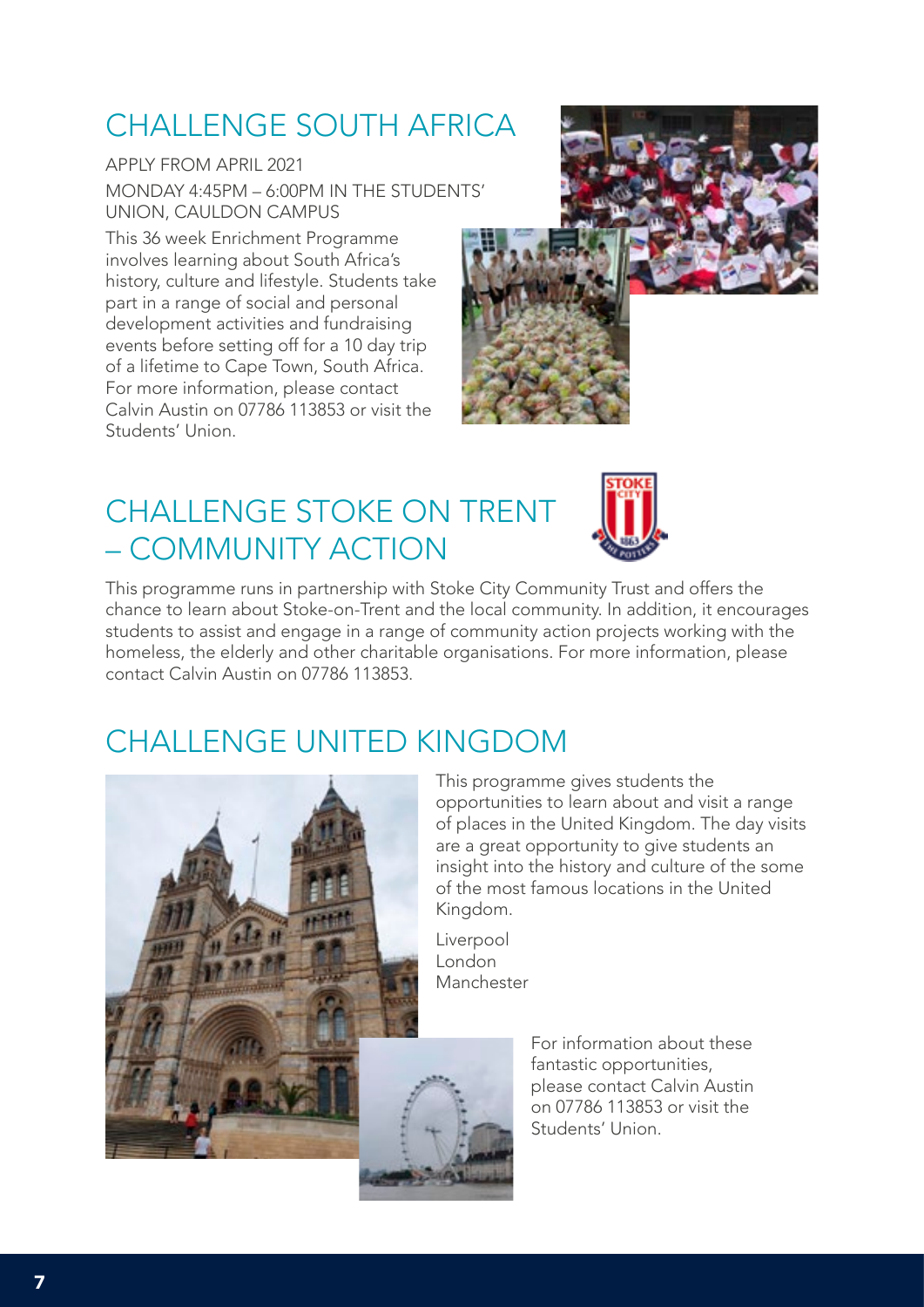## CHALLENGE SOUTH AFRICA

APPLY FROM APRIL 2021

MONDAY 4:45PM – 6:00PM IN THE STUDENTS' UNION, CAULDON CAMPUS

This 36 week Enrichment Programme involves learning about South Africa's history, culture and lifestyle. Students take part in a range of social and personal development activities and fundraising events before setting off for a 10 day trip of a lifetime to Cape Town, South Africa. For more information, please contact Calvin Austin on 07786 113853 or visit the Students' Union.

## CHALLENGE STOKE ON TRENT – COMMUNITY ACTION

This programme runs in partnership with Stoke City Community Trust and offers the chance to learn about Stoke-on-Trent and the local community. In addition, it encourages students to assist and engage in a range of community action projects working with the homeless, the elderly and other charitable organisations. For more information, please contact Calvin Austin on 07786 113853.

## CHALLENGE UNITED KINGDOM

This programme gives students the opportunities to learn about and visit a range of places in the United Kingdom. The day visits are a great opportunity to give students an insight into the history and culture of the some of the most famous locations in the United Kingdom.

Liverpool
London
Manchester

For information about these fantastic opportunities, please contact Calvin Austin on 07786 113853 or visit the Students' Union.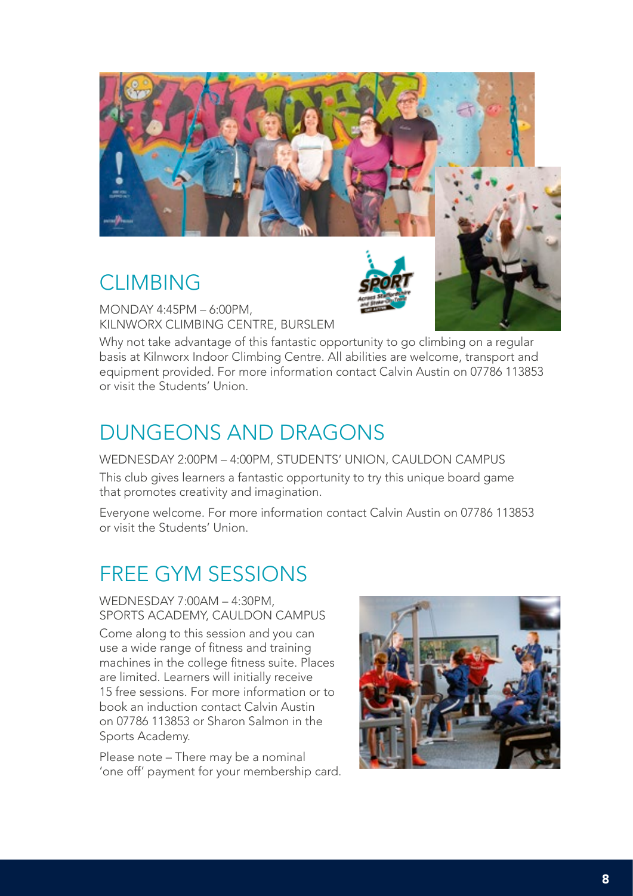## CLIMBING

MONDAY 4:45PM – 6:00PM,
KILNWORX CLIMBING CENTRE, BURSLEM

Why not take advantage of this fantastic opportunity to go climbing on a regular basis at Kilnworx Indoor Climbing Centre. All abilities are welcome, transport and equipment provided. For more information contact Calvin Austin on 07786 113853 or visit the Students' Union.

## DUNGEONS AND DRAGONS

WEDNESDAY 2:00PM – 4:00PM, STUDENTS' UNION, CAULDON CAMPUS

This club gives learners a fantastic opportunity to try this unique board game that promotes creativity and imagination.

Everyone welcome. For more information contact Calvin Austin on 07786 113853 or visit the Students' Union.

## FREE GYM SESSIONS

WEDNESDAY 7:00AM – 4:30PM,
SPORTS ACADEMY, CAULDON CAMPUS

Come along to this session and you can use a wide range of fitness and training machines in the college fitness suite. Places are limited. Learners will initially receive 15 free sessions. For more information or to book an induction contact Calvin Austin on 07786 113853 or Sharon Salmon in the Sports Academy.

Please note – There may be a nominal 'one off' payment for your membership card.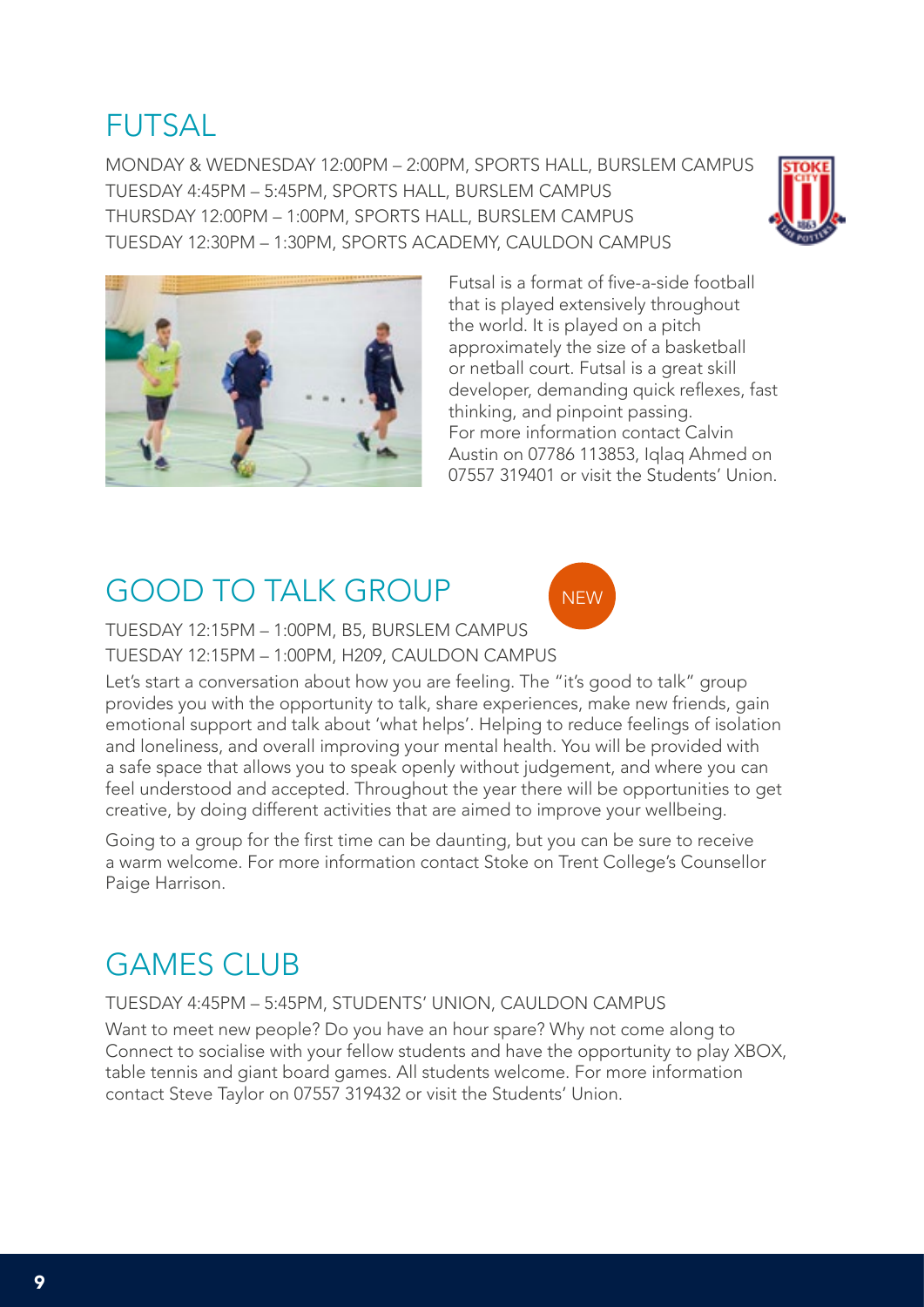## FUTSAL

MONDAY & WEDNESDAY 12:00PM – 2:00PM, SPORTS HALL, BURSLEM CAMPUS
TUESDAY 4:45PM – 5:45PM, SPORTS HALL, BURSLEM CAMPUS
THURSDAY 12:00PM – 1:00PM, SPORTS HALL, BURSLEM CAMPUS
TUESDAY 12:30PM – 1:30PM, SPORTS ACADEMY, CAULDON CAMPUS

Futsal is a format of five-a-side football that is played extensively throughout the world. It is played on a pitch approximately the size of a basketball or netball court. Futsal is a great skill developer, demanding quick reflexes, fast thinking, and pinpoint passing. For more information contact Calvin Austin on 07786 113853, Iqlaq Ahmed on 07557 319401 or visit the Students' Union.

## GOOD TO TALK GROUP

NEW

TUESDAY 12:15PM – 1:00PM, B5, BURSLEM CAMPUS
TUESDAY 12:15PM – 1:00PM, H209, CAULDON CAMPUS

Let's start a conversation about how you are feeling. The "it's good to talk" group provides you with the opportunity to talk, share experiences, make new friends, gain emotional support and talk about 'what helps'. Helping to reduce feelings of isolation and loneliness, and overall improving your mental health. You will be provided with a safe space that allows you to speak openly without judgement, and where you can feel understood and accepted. Throughout the year there will be opportunities to get creative, by doing different activities that are aimed to improve your wellbeing.

Going to a group for the first time can be daunting, but you can be sure to receive a warm welcome. For more information contact Stoke on Trent College's Counsellor Paige Harrison.

## GAMES CLUB

TUESDAY 4:45PM – 5:45PM, STUDENTS' UNION, CAULDON CAMPUS

Want to meet new people? Do you have an hour spare? Why not come along to Connect to socialise with your fellow students and have the opportunity to play XBOX, table tennis and giant board games. All students welcome. For more information contact Steve Taylor on 07557 319432 or visit the Students' Union.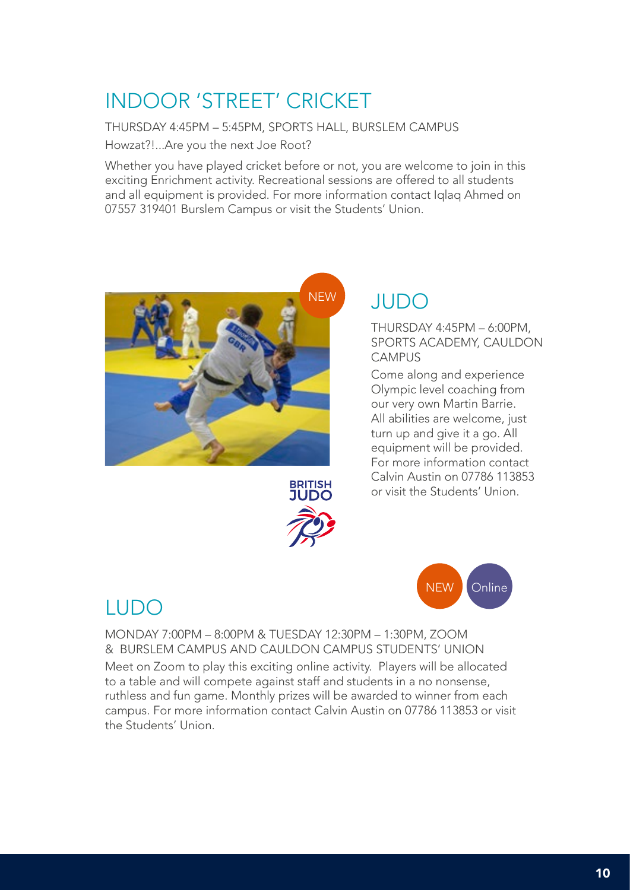# INDOOR 'STREET' CRICKET

THURSDAY 4:45PM – 5:45PM, SPORTS HALL, BURSLEM CAMPUS

Howzat?!...Are you the next Joe Root?

Whether you have played cricket before or not, you are welcome to join in this exciting Enrichment activity. Recreational sessions are offered to all students and all equipment is provided. For more information contact Iqlaq Ahmed on 07557 319401 Burslem Campus or visit the Students' Union.

NEW

# JUDO

THURSDAY 4:45PM – 6:00PM, SPORTS ACADEMY, CAULDON CAMPUS

Come along and experience Olympic level coaching from our very own Martin Barrie. All abilities are welcome, just turn up and give it a go. All equipment will be provided. For more information contact Calvin Austin on 07786 113853 or visit the Students' Union.

NEW Online

# LUDO

MONDAY 7:00PM – 8:00PM & TUESDAY 12:30PM – 1:30PM, ZOOM & BURSLEM CAMPUS AND CAULDON CAMPUS STUDENTS' UNION

Meet on Zoom to play this exciting online activity. Players will be allocated to a table and will compete against staff and students in a no nonsense, ruthless and fun game. Monthly prizes will be awarded to winner from each campus. For more information contact Calvin Austin on 07786 113853 or visit the Students' Union.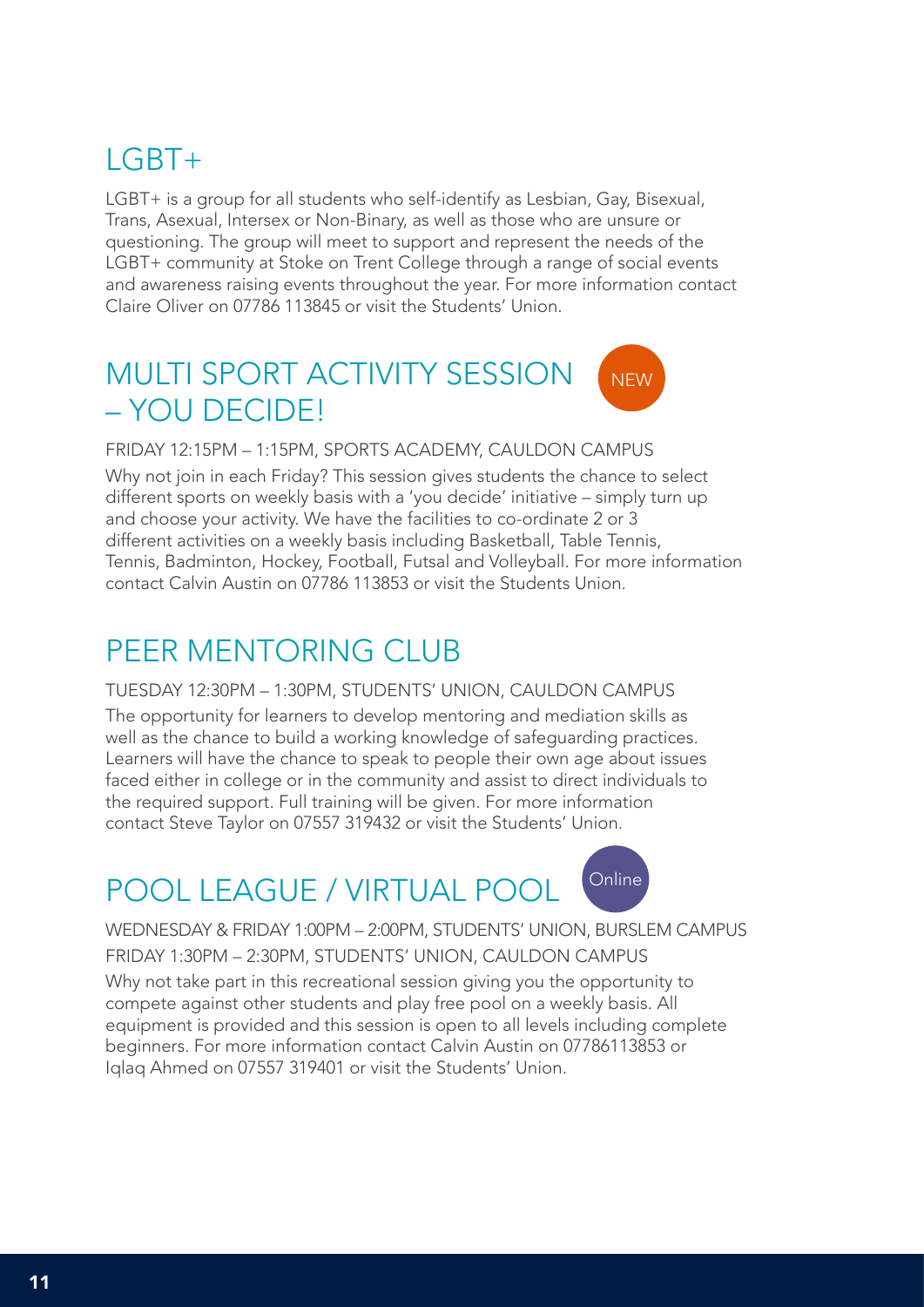## LGBT+

LGBT+ is a group for all students who self-identify as Lesbian, Gay, Bisexual, Trans, Asexual, Intersex or Non-Binary, as well as those who are unsure or questioning. The group will meet to support and represent the needs of the LGBT+ community at Stoke on Trent College through a range of social events and awareness raising events throughout the year. For more information contact Claire Oliver on 07786 113845 or visit the Students' Union.

## MULTI SPORT ACTIVITY SESSION – YOU DECIDE! NEW

FRIDAY 12:15PM – 1:15PM, SPORTS ACADEMY, CAULDON CAMPUS

Why not join in each Friday? This session gives students the chance to select different sports on weekly basis with a 'you decide' initiative – simply turn up and choose your activity. We have the facilities to co-ordinate 2 or 3 different activities on a weekly basis including Basketball, Table Tennis, Tennis, Badminton, Hockey, Football, Futsal and Volleyball. For more information contact Calvin Austin on 07786 113853 or visit the Students Union.

## PEER MENTORING CLUB

TUESDAY 12:30PM – 1:30PM, STUDENTS' UNION, CAULDON CAMPUS

The opportunity for learners to develop mentoring and mediation skills as well as the chance to build a working knowledge of safeguarding practices. Learners will have the chance to speak to people their own age about issues faced either in college or in the community and assist to direct individuals to the required support. Full training will be given. For more information contact Steve Taylor on 07557 319432 or visit the Students' Union.

## POOL LEAGUE / VIRTUAL POOL Online

WEDNESDAY & FRIDAY 1:00PM – 2:00PM, STUDENTS' UNION, BURSLEM CAMPUS

FRIDAY 1:30PM – 2:30PM, STUDENTS' UNION, CAULDON CAMPUS

Why not take part in this recreational session giving you the opportunity to compete against other students and play free pool on a weekly basis. All equipment is provided and this session is open to all levels including complete beginners. For more information contact Calvin Austin on 07786113853 or Iqlaq Ahmed on 07557 319401 or visit the Students' Union.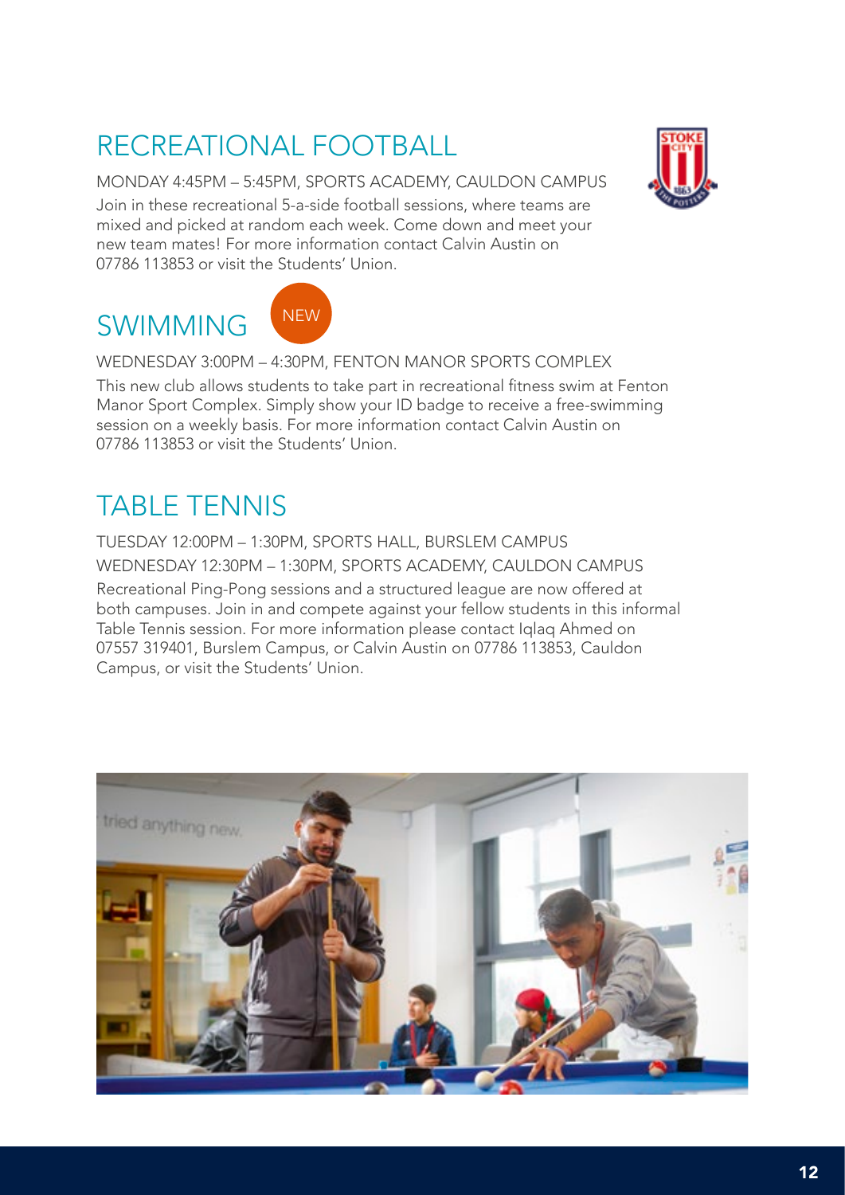## RECREATIONAL FOOTBALL

MONDAY 4:45PM – 5:45PM, SPORTS ACADEMY, CAULDON CAMPUS

Join in these recreational 5-a-side football sessions, where teams are mixed and picked at random each week. Come down and meet your new team mates! For more information contact Calvin Austin on 07786 113853 or visit the Students' Union.

## SWIMMING

NEW

WEDNESDAY 3:00PM – 4:30PM, FENTON MANOR SPORTS COMPLEX

This new club allows students to take part in recreational fitness swim at Fenton Manor Sport Complex. Simply show your ID badge to receive a free-swimming session on a weekly basis. For more information contact Calvin Austin on 07786 113853 or visit the Students' Union.

## TABLE TENNIS

TUESDAY 12:00PM – 1:30PM, SPORTS HALL, BURSLEM CAMPUS

WEDNESDAY 12:30PM – 1:30PM, SPORTS ACADEMY, CAULDON CAMPUS

Recreational Ping-Pong sessions and a structured league are now offered at both campuses. Join in and compete against your fellow students in this informal Table Tennis session. For more information please contact Iqlaq Ahmed on 07557 319401, Burslem Campus, or Calvin Austin on 07786 113853, Cauldon Campus, or visit the Students' Union.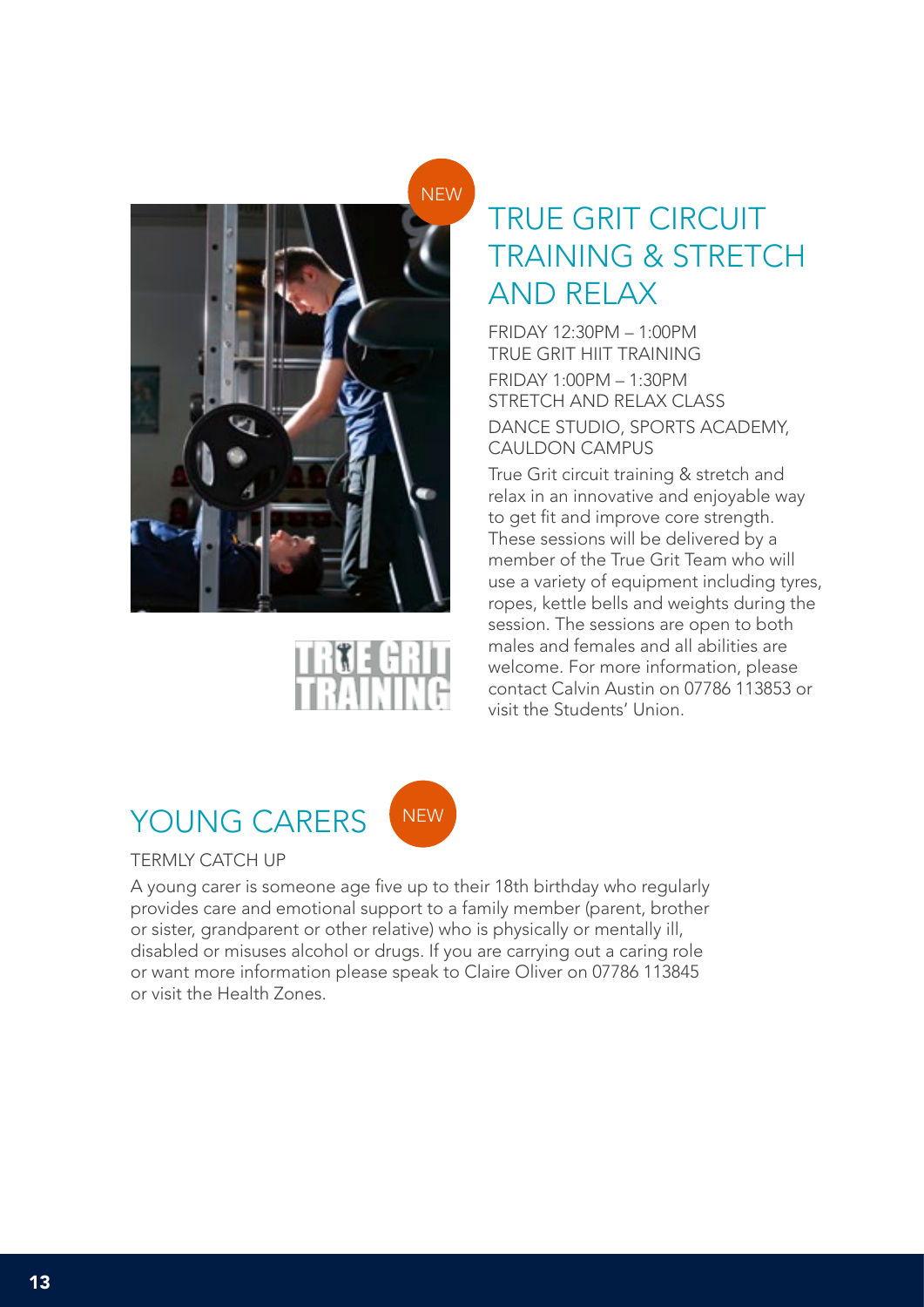NEW

## TRUE GRIT CIRCUIT TRAINING & STRETCH AND RELAX

FRIDAY 12:30PM – 1:00PM
TRUE GRIT HIIT TRAINING

FRIDAY 1:00PM – 1:30PM
STRETCH AND RELAX CLASS

DANCE STUDIO, SPORTS ACADEMY, CAULDON CAMPUS

True Grit circuit training & stretch and relax in an innovative and enjoyable way to get fit and improve core strength. These sessions will be delivered by a member of the True Grit Team who will use a variety of equipment including tyres, ropes, kettle bells and weights during the session. The sessions are open to both males and females and all abilities are welcome. For more information, please contact Calvin Austin on 07786 113853 or visit the Students' Union.

## YOUNG CARERS

NEW

TERMLY CATCH UP

A young carer is someone age five up to their 18th birthday who regularly provides care and emotional support to a family member (parent, brother or sister, grandparent or other relative) who is physically or mentally ill, disabled or misuses alcohol or drugs. If you are carrying out a caring role or want more information please speak to Claire Oliver on 07786 113845 or visit the Health Zones.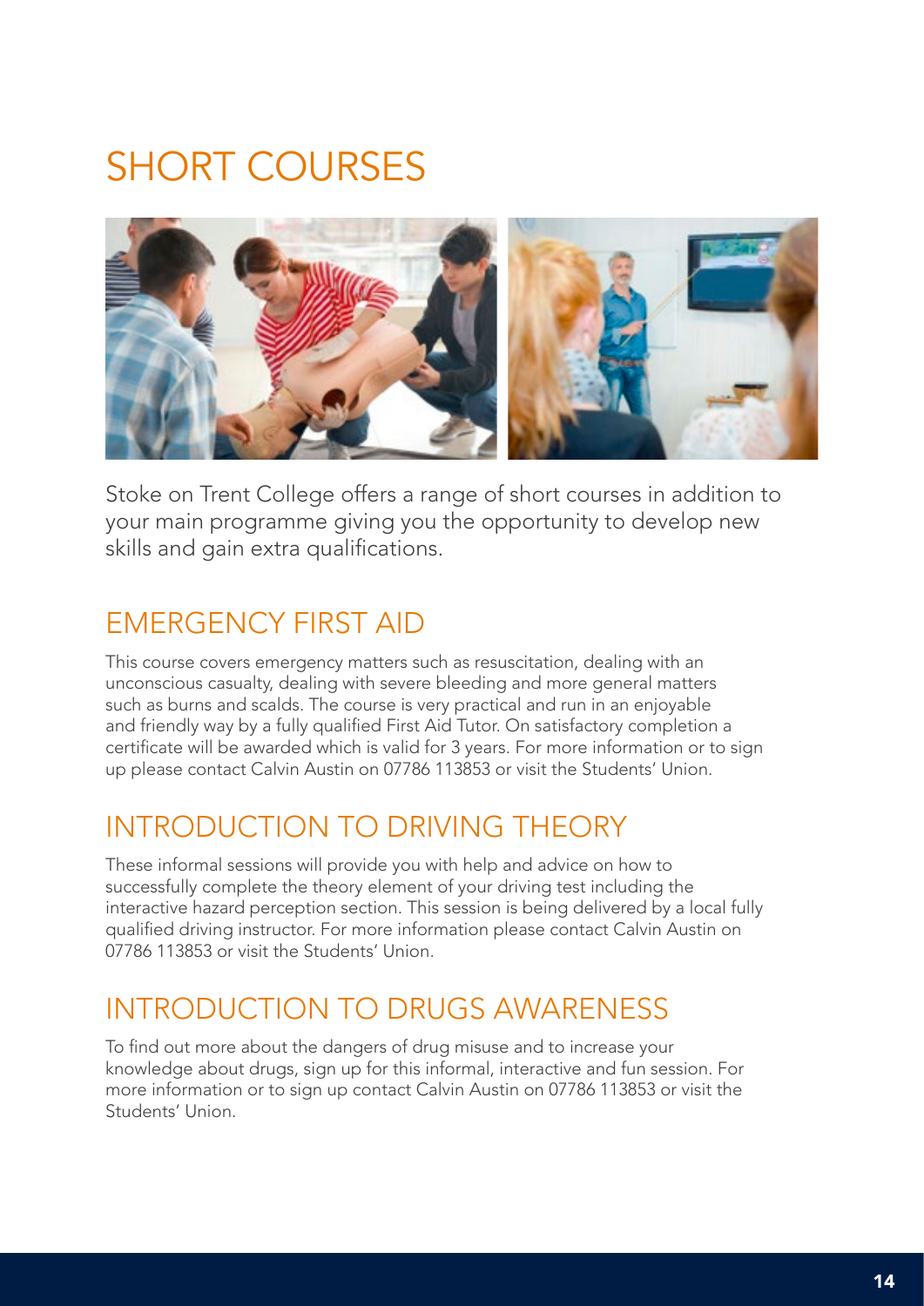# SHORT COURSES

Stoke on Trent College offers a range of short courses in addition to your main programme giving you the opportunity to develop new skills and gain extra qualifications.

## EMERGENCY FIRST AID

This course covers emergency matters such as resuscitation, dealing with an unconscious casualty, dealing with severe bleeding and more general matters such as burns and scalds. The course is very practical and run in an enjoyable and friendly way by a fully qualified First Aid Tutor. On satisfactory completion a certificate will be awarded which is valid for 3 years. For more information or to sign up please contact Calvin Austin on 07786 113853 or visit the Students' Union.

## INTRODUCTION TO DRIVING THEORY

These informal sessions will provide you with help and advice on how to successfully complete the theory element of your driving test including the interactive hazard perception section. This session is being delivered by a local fully qualified driving instructor. For more information please contact Calvin Austin on 07786 113853 or visit the Students' Union.

## INTRODUCTION TO DRUGS AWARENESS

To find out more about the dangers of drug misuse and to increase your knowledge about drugs, sign up for this informal, interactive and fun session. For more information or to sign up contact Calvin Austin on 07786 113853 or visit the Students' Union.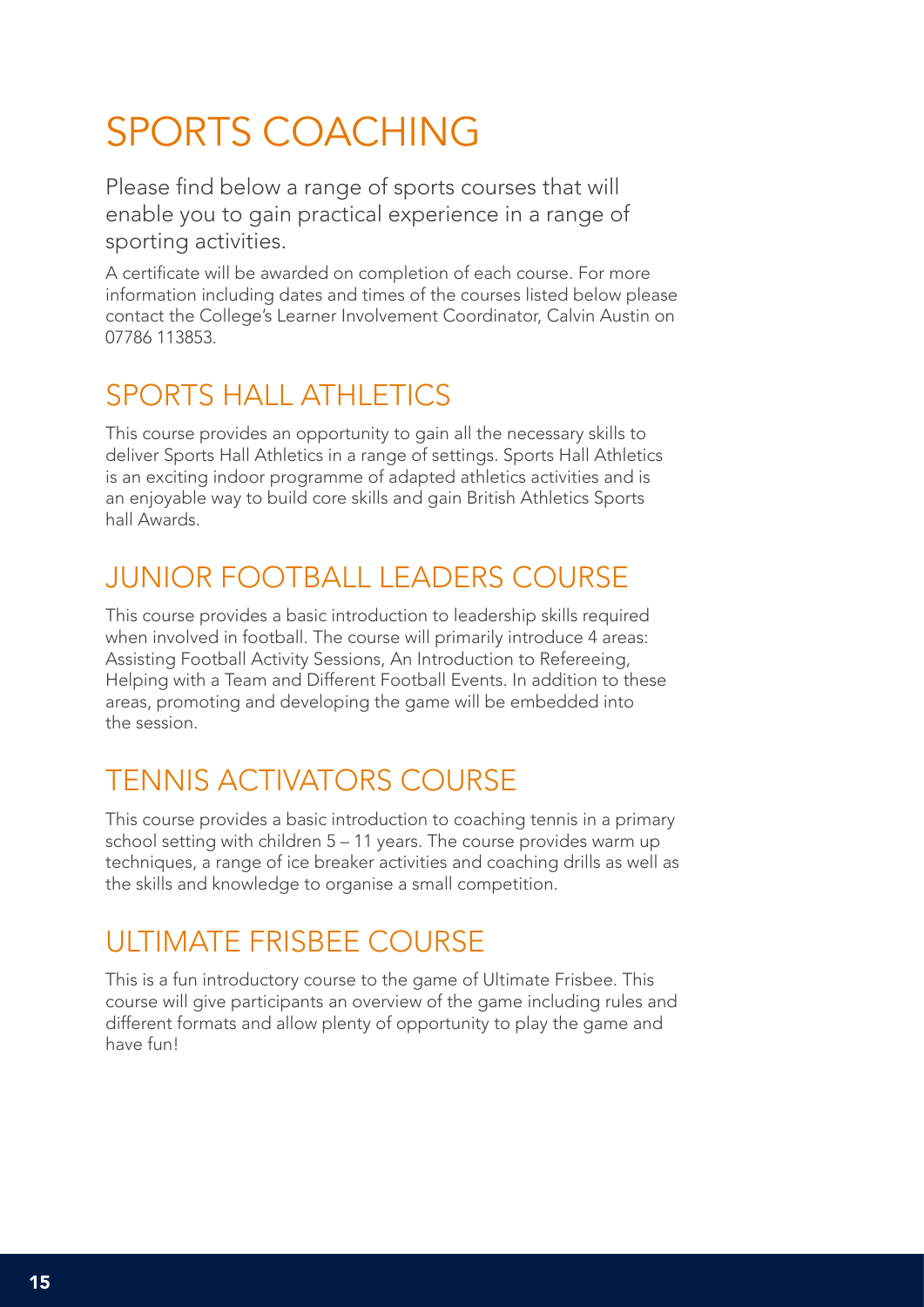# SPORTS COACHING

Please find below a range of sports courses that will enable you to gain practical experience in a range of sporting activities.

A certificate will be awarded on completion of each course. For more information including dates and times of the courses listed below please contact the College's Learner Involvement Coordinator, Calvin Austin on 07786 113853.

## SPORTS HALL ATHLETICS

This course provides an opportunity to gain all the necessary skills to deliver Sports Hall Athletics in a range of settings. Sports Hall Athletics is an exciting indoor programme of adapted athletics activities and is an enjoyable way to build core skills and gain British Athletics Sports hall Awards.

## JUNIOR FOOTBALL LEADERS COURSE

This course provides a basic introduction to leadership skills required when involved in football. The course will primarily introduce 4 areas: Assisting Football Activity Sessions, An Introduction to Refereeing, Helping with a Team and Different Football Events. In addition to these areas, promoting and developing the game will be embedded into the session.

## TENNIS ACTIVATORS COURSE

This course provides a basic introduction to coaching tennis in a primary school setting with children 5 – 11 years. The course provides warm up techniques, a range of ice breaker activities and coaching drills as well as the skills and knowledge to organise a small competition.

## ULTIMATE FRISBEE COURSE

This is a fun introductory course to the game of Ultimate Frisbee. This course will give participants an overview of the game including rules and different formats and allow plenty of opportunity to play the game and have fun!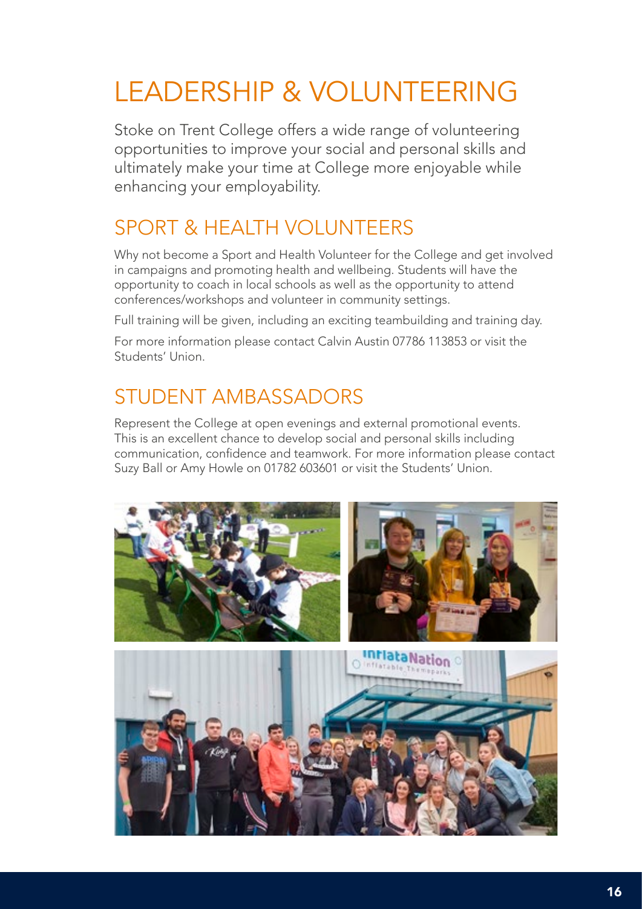# LEADERSHIP & VOLUNTEERING

Stoke on Trent College offers a wide range of volunteering opportunities to improve your social and personal skills and ultimately make your time at College more enjoyable while enhancing your employability.

## SPORT & HEALTH VOLUNTEERS

Why not become a Sport and Health Volunteer for the College and get involved in campaigns and promoting health and wellbeing. Students will have the opportunity to coach in local schools as well as the opportunity to attend conferences/workshops and volunteer in community settings.

Full training will be given, including an exciting teambuilding and training day.

For more information please contact Calvin Austin 07786 113853 or visit the Students' Union.

## STUDENT AMBASSADORS

Represent the College at open evenings and external promotional events. This is an excellent chance to develop social and personal skills including communication, confidence and teamwork. For more information please contact Suzy Ball or Amy Howle on 01782 603601 or visit the Students' Union.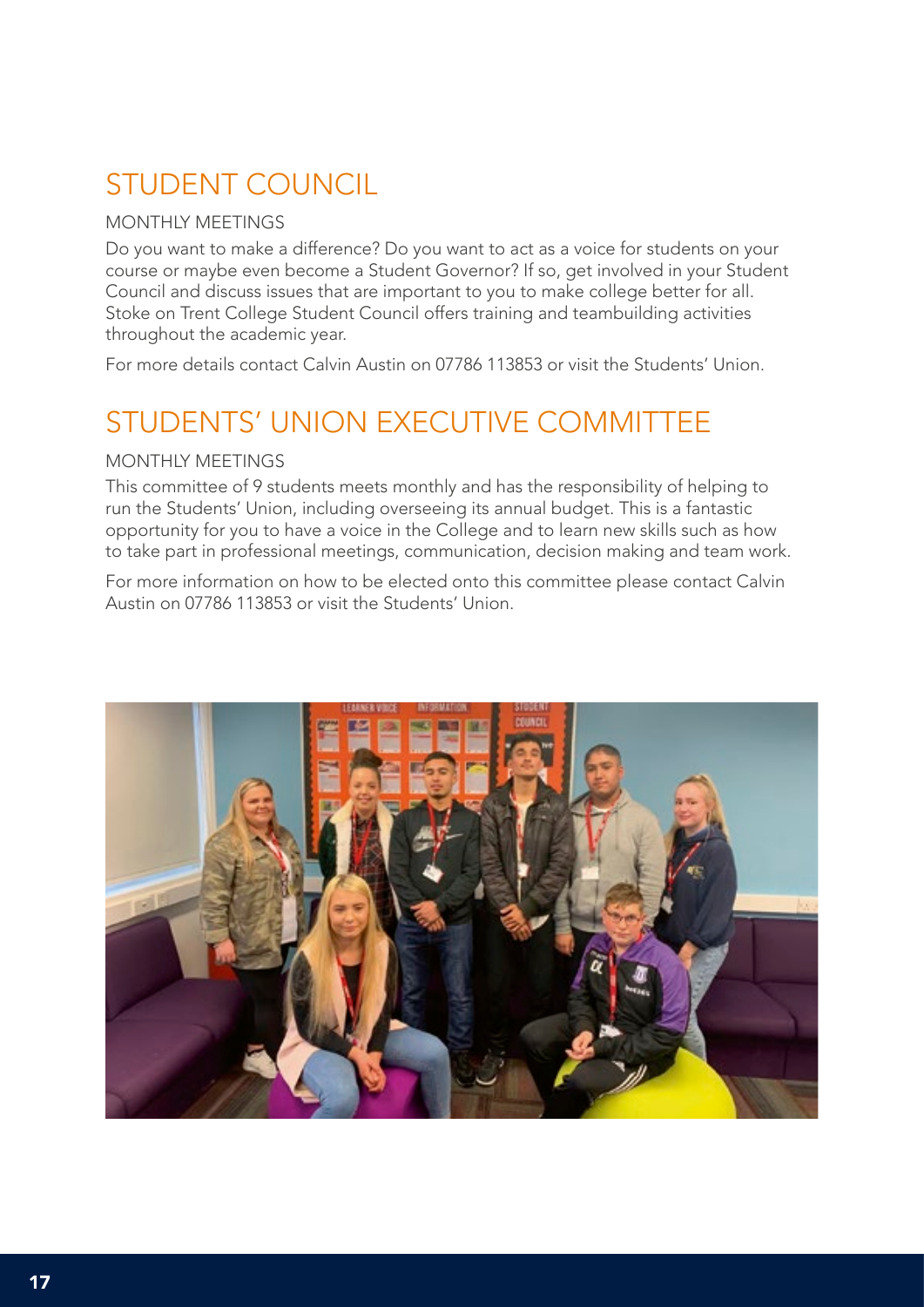## STUDENT COUNCIL

MONTHLY MEETINGS

Do you want to make a difference? Do you want to act as a voice for students on your course or maybe even become a Student Governor? If so, get involved in your Student Council and discuss issues that are important to you to make college better for all. Stoke on Trent College Student Council offers training and teambuilding activities throughout the academic year.

For more details contact Calvin Austin on 07786 113853 or visit the Students' Union.

## STUDENTS' UNION EXECUTIVE COMMITTEE

MONTHLY MEETINGS

This committee of 9 students meets monthly and has the responsibility of helping to run the Students' Union, including overseeing its annual budget. This is a fantastic opportunity for you to have a voice in the College and to learn new skills such as how to take part in professional meetings, communication, decision making and team work.

For more information on how to be elected onto this committee please contact Calvin Austin on 07786 113853 or visit the Students' Union.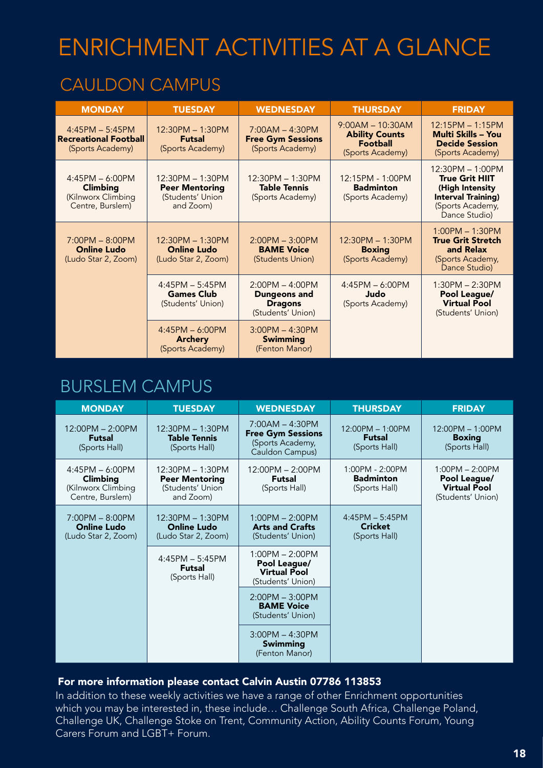# ENRICHMENT ACTIVITIES AT A GLANCE

## CAULDON CAMPUS

| MONDAY | TUESDAY | WEDNESDAY | THURSDAY | FRIDAY |
|---|---|---|---|---|
| 4:45PM – 5:45PM **Recreational Football** (Sports Academy) | 12:30PM – 1:30PM **Futsal** (Sports Academy) | 7:00AM – 4:30PM **Free Gym Sessions** (Sports Academy) | 9:00AM – 10:30AM **Ability Counts Football** (Sports Academy) | 12:15PM – 1:15PM **Multi Skills – You Decide Session** (Sports Academy) |
| 4:45PM – 6:00PM **Climbing** (Kilnworx Climbing Centre, Burslem) | 12:30PM – 1:30PM **Peer Mentoring** (Students' Union and Zoom) | 12:30PM – 1:30PM **Table Tennis** (Sports Academy) | 12:15PM - 1:00PM **Badminton** (Sports Academy) | 12:30PM – 1:00PM **True Grit HIIT (High Intensity Interval Training)** (Sports Academy, Dance Studio) |
| 7:00PM – 8:00PM **Online Ludo** (Ludo Star 2, Zoom) | 12:30PM – 1:30PM **Online Ludo** (Ludo Star 2, Zoom) | 2:00PM – 3:00PM **BAME Voice** (Students Union) | 12:30PM – 1:30PM **Boxing** (Sports Academy) | 1:00PM – 1:30PM **True Grit Stretch and Relax** (Sports Academy, Dance Studio) |
| | 4:45PM – 5:45PM **Games Club** (Students' Union) | 2:00PM – 4:00PM **Dungeons and Dragons** (Students' Union) | 4:45PM – 6:00PM **Judo** (Sports Academy) | 1:30PM – 2:30PM **Pool League/ Virtual Pool** (Students' Union) |
| | 4:45PM – 6:00PM **Archery** (Sports Academy) | 3:00PM – 4:30PM **Swimming** (Fenton Manor) | | |

## BURSLEM CAMPUS

| MONDAY | TUESDAY | WEDNESDAY | THURSDAY | FRIDAY |
|---|---|---|---|---|
| 12:00PM – 2:00PM **Futsal** (Sports Hall) | 12:30PM – 1:30PM **Table Tennis** (Sports Hall) | 7:00AM – 4:30PM **Free Gym Sessions** (Sports Academy, Cauldon Campus) | 12:00PM – 1:00PM **Futsal** (Sports Hall) | 12:00PM – 1:00PM **Boxing** (Sports Hall) |
| 4:45PM – 6:00PM **Climbing** (Kilnworx Climbing Centre, Burslem) | 12:30PM – 1:30PM **Peer Mentoring** (Students' Union and Zoom) | 12:00PM – 2:00PM **Futsal** (Sports Hall) | 1:00PM - 2:00PM **Badminton** (Sports Hall) | 1:00PM – 2:00PM **Pool League/ Virtual Pool** (Students' Union) |
| 7:00PM – 8:00PM **Online Ludo** (Ludo Star 2, Zoom) | 12:30PM – 1:30PM **Online Ludo** (Ludo Star 2, Zoom) | 1:00PM – 2:00PM **Arts and Crafts** (Students' Union) | 4:45PM – 5:45PM **Cricket** (Sports Hall) | |
| | 4:45PM – 5:45PM **Futsal** (Sports Hall) | 1:00PM – 2:00PM **Pool League/ Virtual Pool** (Students' Union) | | |
| | | 2:00PM – 3:00PM **BAME Voice** (Students' Union) | | |
| | | 3:00PM – 4:30PM **Swimming** (Fenton Manor) | | |

**For more information please contact Calvin Austin 07786 113853**

In addition to these weekly activities we have a range of other Enrichment opportunities which you may be interested in, these include… Challenge South Africa, Challenge Poland, Challenge UK, Challenge Stoke on Trent, Community Action, Ability Counts Forum, Young Carers Forum and LGBT+ Forum.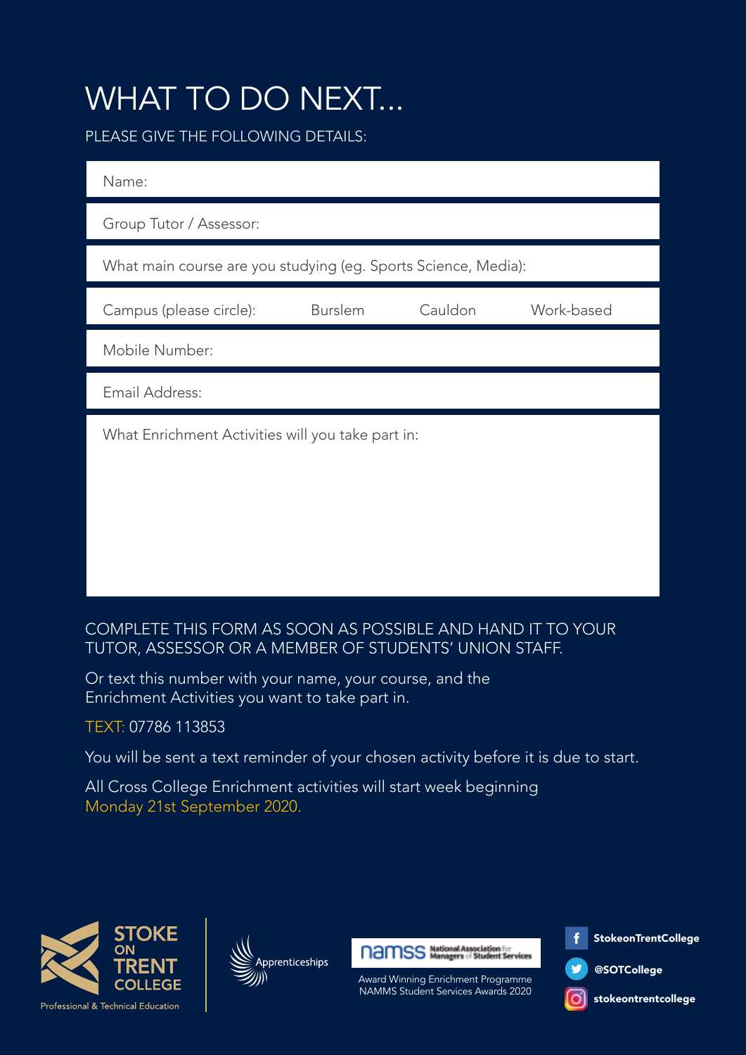# WHAT TO DO NEXT...

PLEASE GIVE THE FOLLOWING DETAILS:

Name:

Group Tutor / Assessor:

What main course are you studying (eg. Sports Science, Media):

Campus (please circle): Burslem Cauldon Work-based

Mobile Number:

Email Address:

What Enrichment Activities will you take part in:

COMPLETE THIS FORM AS SOON AS POSSIBLE AND HAND IT TO YOUR TUTOR, ASSESSOR OR A MEMBER OF STUDENTS' UNION STAFF.

Or text this number with your name, your course, and the Enrichment Activities you want to take part in.

TEXT: 07786 113853

You will be sent a text reminder of your chosen activity before it is due to start.

All Cross College Enrichment activities will start week beginning Monday 21st September 2020.

STOKE ON TRENT COLLEGE

Professional & Technical Education

Apprenticeships

namss National Association for Managers of Student Services

Award Winning Enrichment Programme
NAMMS Student Services Awards 2020

StokeonTrentCollege

@SOTCollege

stokeontrentcollege